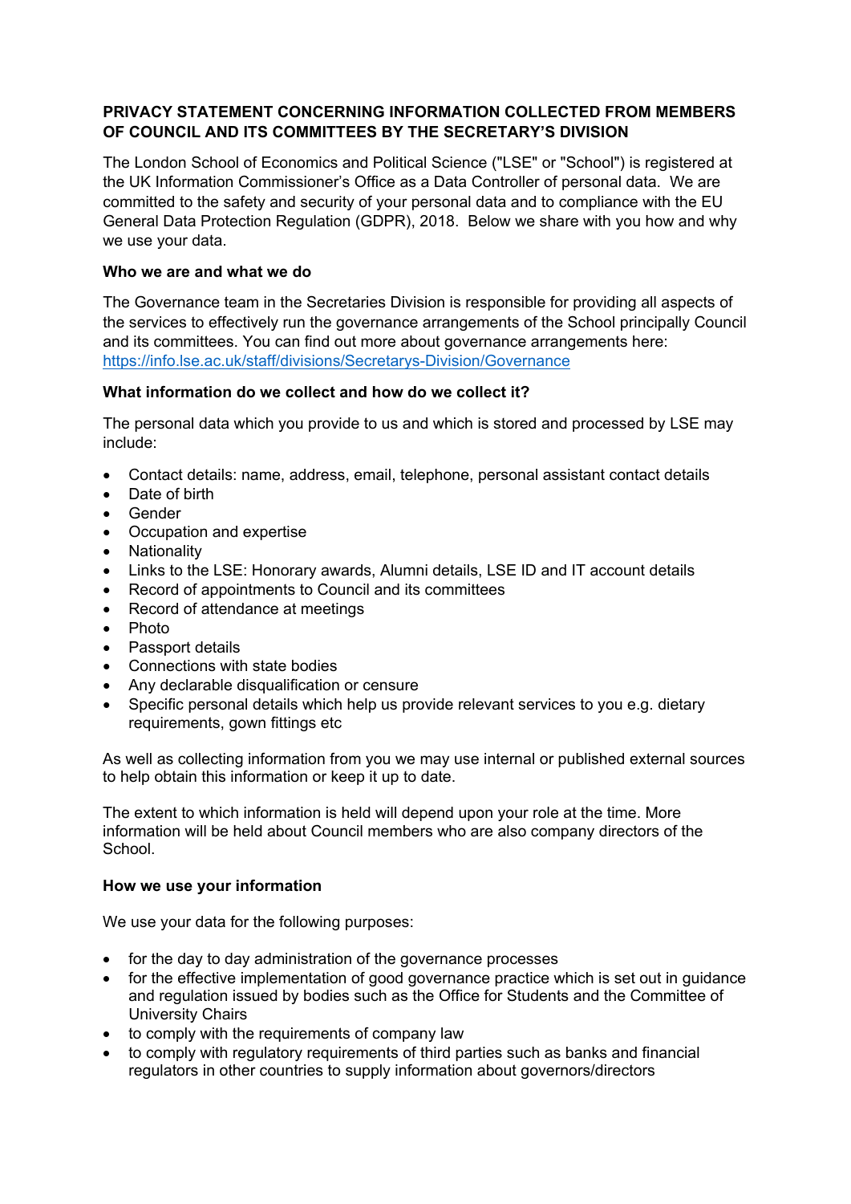# PRIVACY STATEMENT CONCERNING INFORMATION COLLECTED FROM MEMBERS OF COUNCIL AND ITS COMMITTEES BY THE SECRETARY'S DIVISION

The London School of Economics and Political Science ("LSE" or "School") is registered at the UK Information Commissioner's Office as a Data Controller of personal data. We are committed to the safety and security of your personal data and to compliance with the EU General Data Protection Regulation (GDPR), 2018. Below we share with you how and why we use your data.

## Who we are and what we do

The Governance team in the Secretaries Division is responsible for providing all aspects of the services to effectively run the governance arrangements of the School principally Council and its committees. You can find out more about governance arrangements here: [https://info.lse.ac.uk/staff/divisions/Secretarys-Division/Governance](https://info.lse.ac.uk/staff/divisions/Secretarys-Division/Governance)

## What information do we collect and how do we collect it?

The personal data which you provide to us and which is stored and processed by LSE may include:

- Contact details: name, address, email, telephone, personal assistant contact details
- Date of birth
- Gender
- Occupation and expertise
- Nationality
- Links to the LSE: Honorary awards, Alumni details, LSE ID and IT account details
- Record of appointments to Council and its committees
- Record of attendance at meetings
- Photo
- Passport details
- Connections with state bodies
- Any declarable disqualification or censure
- Specific personal details which help us provide relevant services to you e.g. dietary requirements, gown fittings etc

As well as collecting information from you we may use internal or published external sources to help obtain this information or keep it up to date.

The extent to which information is held will depend upon your role at the time. More information will be held about Council members who are also company directors of the School.

## How we use your information

We use your data for the following purposes:

- for the day to day administration of the governance processes
- for the effective implementation of good governance practice which is set out in guidance and regulation issued by bodies such as the Office for Students and the Committee of University Chairs
- to comply with the requirements of company law
- to comply with regulatory requirements of third parties such as banks and financial regulators in other countries to supply information about governors/directors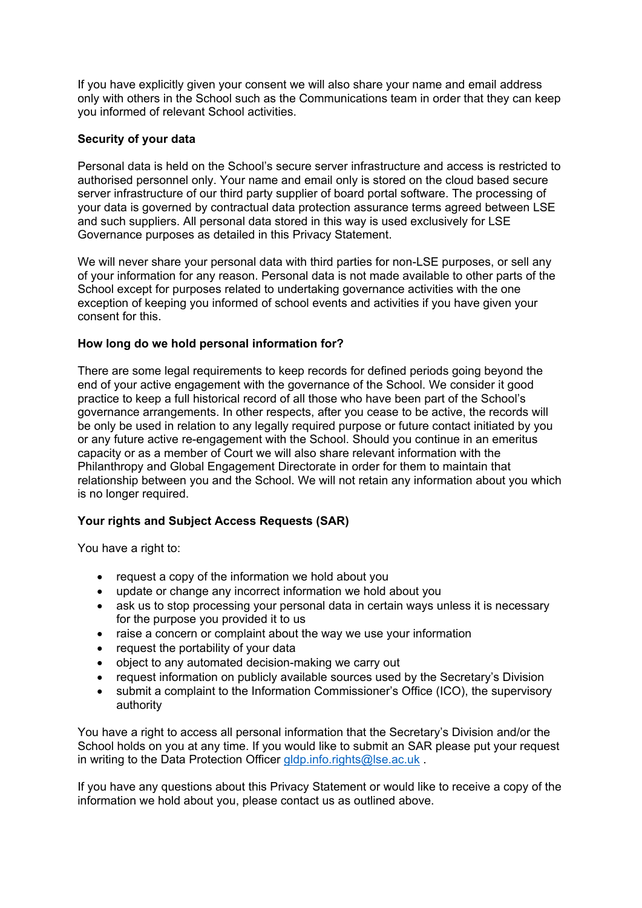If you have explicitly given your consent we will also share your name and email address only with others in the School such as the Communications team in order that they can keep you informed of relevant School activities.

**Security of your data**

Personal data is held on the School's secure server infrastructure and access is restricted to authorised personnel only. Your name and email only is stored on the cloud based secure server infrastructure of our third party supplier of board portal software. The processing of your data is governed by contractual data protection assurance terms agreed between LSE and such suppliers. All personal data stored in this way is used exclusively for LSE Governance purposes as detailed in this Privacy Statement.

We will never share your personal data with third parties for non-LSE purposes, or sell any of your information for any reason. Personal data is not made available to other parts of the School except for purposes related to undertaking governance activities with the one exception of keeping you informed of school events and activities if you have given your consent for this.

**How long do we hold personal information for?**

There are some legal requirements to keep records for defined periods going beyond the end of your active engagement with the governance of the School. We consider it good practice to keep a full historical record of all those who have been part of the School's governance arrangements. In other respects, after you cease to be active, the records will be only be used in relation to any legally required purpose or future contact initiated by you or any future active re-engagement with the School. Should you continue in an emeritus capacity or as a member of Court we will also share relevant information with the Philanthropy and Global Engagement Directorate in order for them to maintain that relationship between you and the School. We will not retain any information about you which is no longer required.

**Your rights and Subject Access Requests (SAR)**

You have a right to:

- request a copy of the information we hold about you
- update or change any incorrect information we hold about you
- ask us to stop processing your personal data in certain ways unless it is necessary for the purpose you provided it to us
- raise a concern or complaint about the way we use your information
- request the portability of your data
- object to any automated decision-making we carry out
- request information on publicly available sources used by the Secretary's Division
- submit a complaint to the Information Commissioner's Office (ICO), the supervisory authority

You have a right to access all personal information that the Secretary's Division and/or the School holds on you at any time. If you would like to submit an SAR please put your request in writing to the Data Protection Officer gldp.info.rights@lse.ac.uk .

If you have any questions about this Privacy Statement or would like to receive a copy of the information we hold about you, please contact us as outlined above.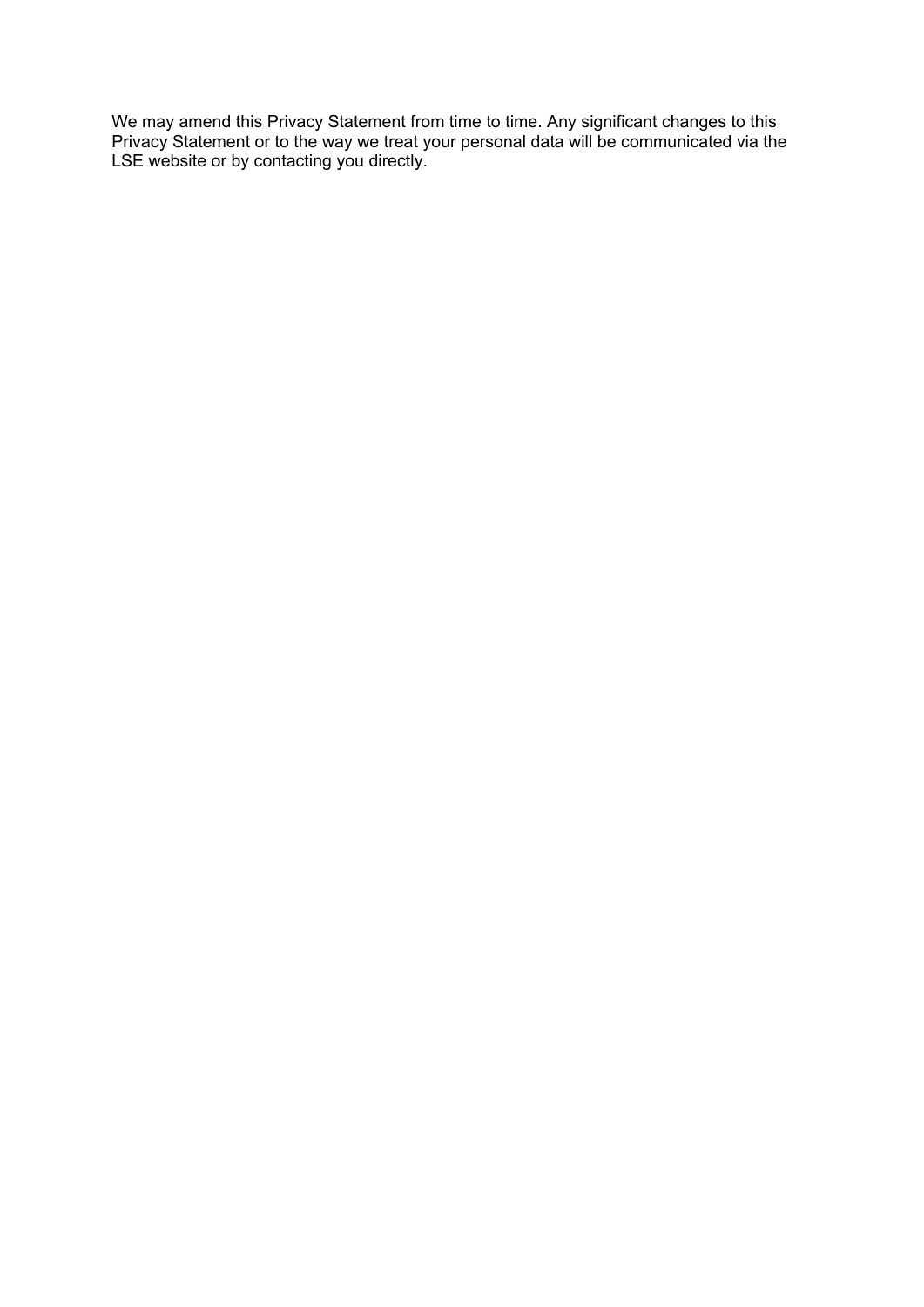We may amend this Privacy Statement from time to time. Any significant changes to this Privacy Statement or to the way we treat your personal data will be communicated via the LSE website or by contacting you directly.